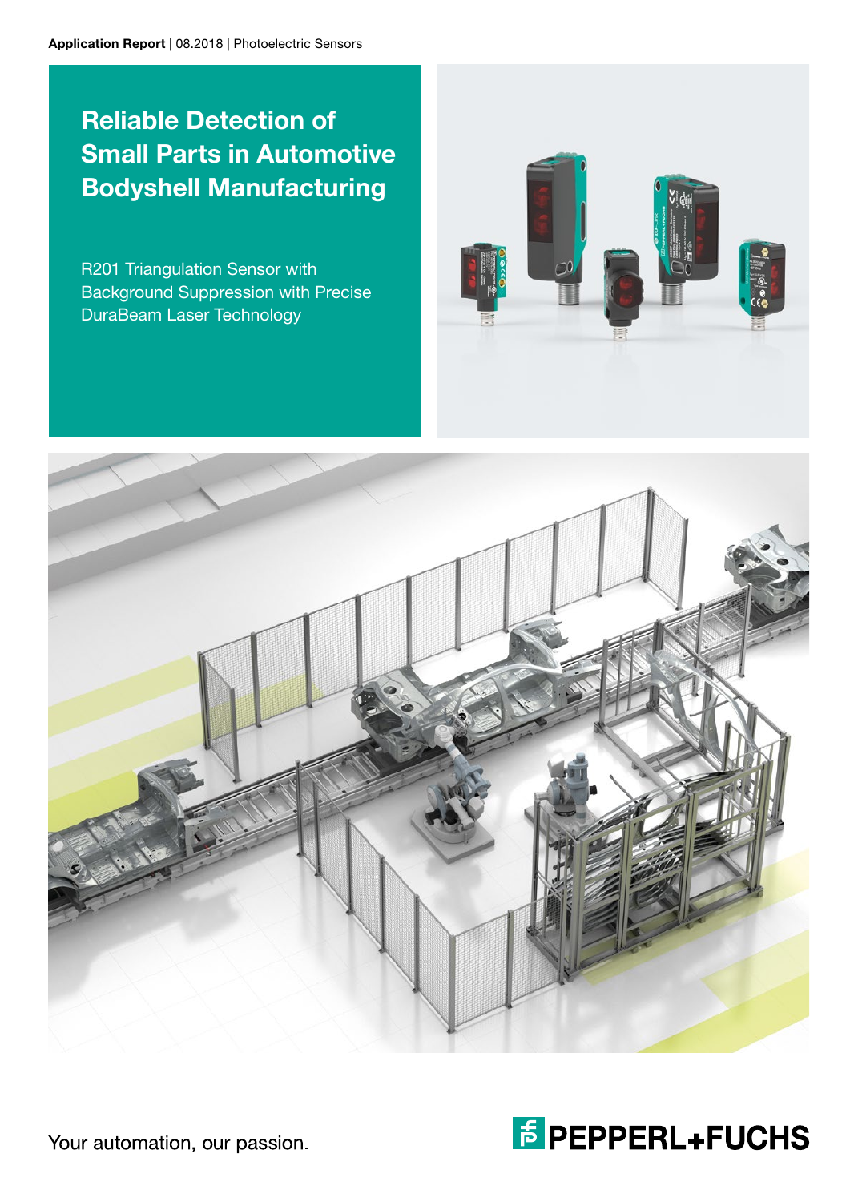**Application Report** | 08.2018 | Photoelectric Sensors

# Reliable Detection of Small Parts in Automotive Bodyshell Manufacturing

R201 Triangulation Sensor with Background Suppression with Precise DuraBeam Laser Technology

Your automation, our passion.

PEPPERL+FUCHS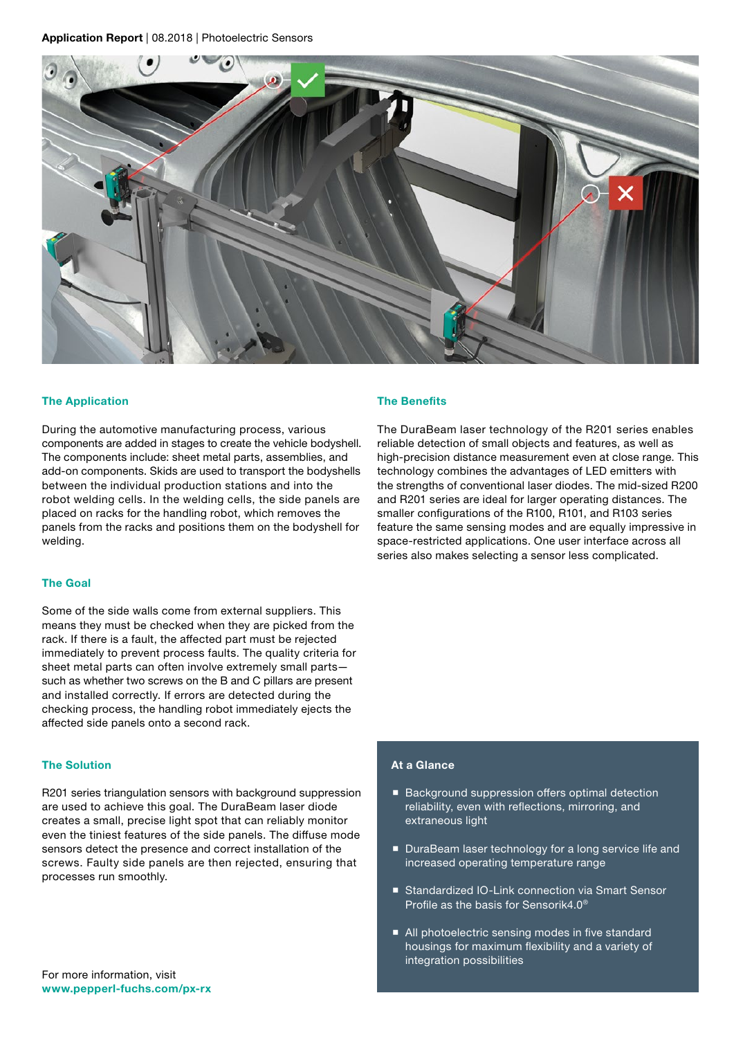## The Application

During the automotive manufacturing process, various components are added in stages to create the vehicle bodyshell. The components include: sheet metal parts, assemblies, and add-on components. Skids are used to transport the bodyshells between the individual production stations and into the robot welding cells. In the welding cells, the side panels are placed on racks for the handling robot, which removes the panels from the racks and positions them on the bodyshell for welding.

## The Goal

Some of the side walls come from external suppliers. This means they must be checked when they are picked from the rack. If there is a fault, the affected part must be rejected immediately to prevent process faults. The quality criteria for sheet metal parts can often involve extremely small parts—such as whether two screws on the B and C pillars are present and installed correctly. If errors are detected during the checking process, the handling robot immediately ejects the affected side panels onto a second rack.

## The Solution

R201 series triangulation sensors with background suppression are used to achieve this goal. The DuraBeam laser diode creates a small, precise light spot that can reliably monitor even the tiniest features of the side panels. The diffuse mode sensors detect the presence and correct installation of the screws. Faulty side panels are then rejected, ensuring that processes run smoothly.

## The Benefits

The DuraBeam laser technology of the R201 series enables reliable detection of small objects and features, as well as high-precision distance measurement even at close range. This technology combines the advantages of LED emitters with the strengths of conventional laser diodes. The mid-sized R200 and R201 series are ideal for larger operating distances. The smaller configurations of the R100, R101, and R103 series feature the same sensing modes and are equally impressive in space-restricted applications. One user interface across all series also makes selecting a sensor less complicated.

### At a Glance

- Background suppression offers optimal detection reliability, even with reflections, mirroring, and extraneous light
- DuraBeam laser technology for a long service life and increased operating temperature range
- Standardized IO-Link connection via Smart Sensor Profile as the basis for Sensorik4.0®
- All photoelectric sensing modes in five standard housings for maximum flexibility and a variety of integration possibilities

For more information, visit
**www.pepperl-fuchs.com/px-rx**